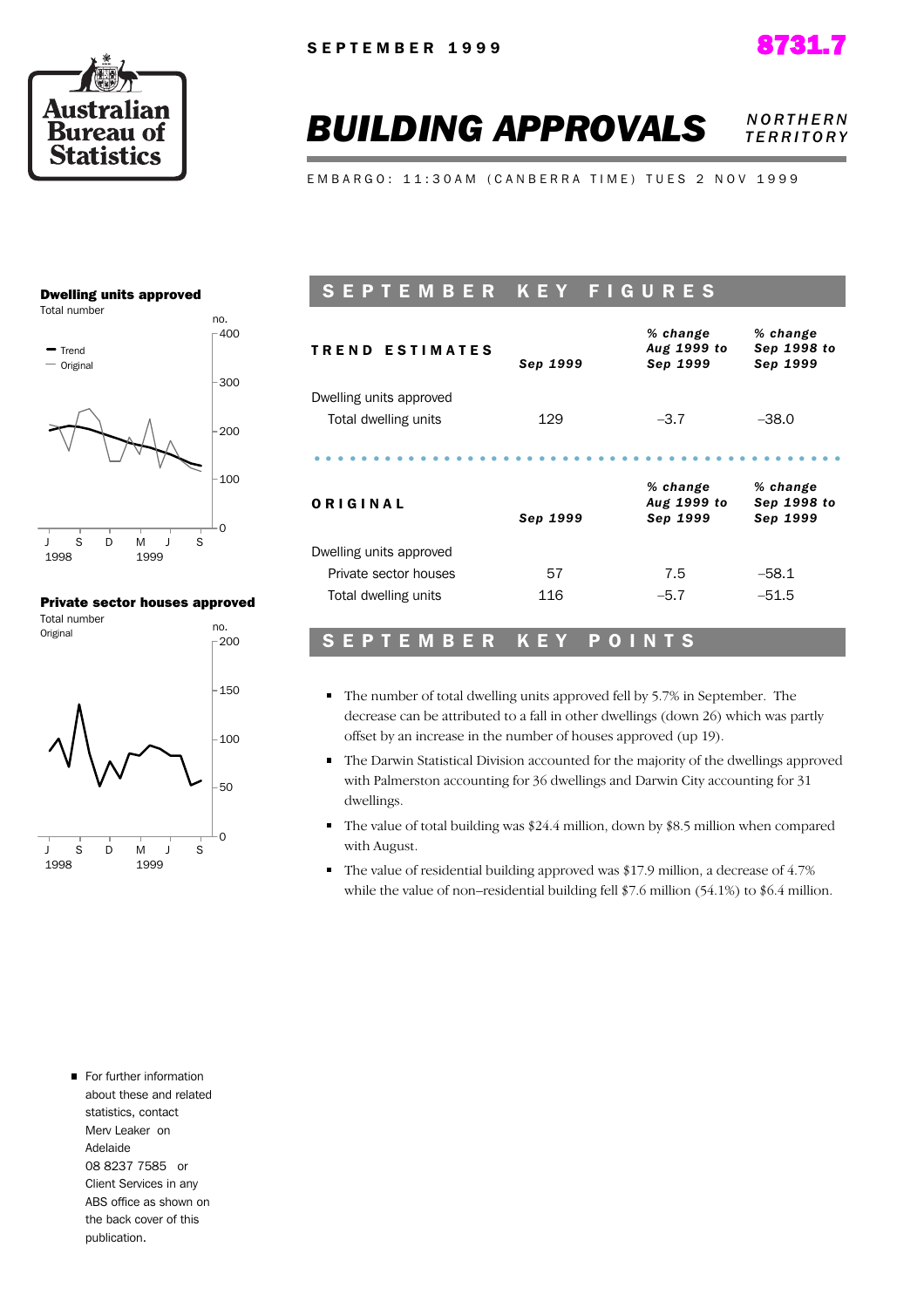SEPTEMBER 1999

8731.7

# BUILDING APPROVALS

*NORTHERN TERRITORY*

EMBARGO: 11:30AM (CANBERRA TIME) TUES 2 NOV 1999

**Dwelling units approved**

Total number

**Private sector houses approved**

Total number

Original

## SEPTEMBER KEY FIGURES

| TREND ESTIMATES | Sep 1999 | % change Aug 1999 to Sep 1999 | % change Sep 1998 to Sep 1999 |
|---|---|---|---|
| Dwelling units approved | | | |
| Total dwelling units | 129 | –3.7 | –38.0 |

| ORIGINAL | Sep 1999 | % change Aug 1999 to Sep 1999 | % change Sep 1998 to Sep 1999 |
|---|---|---|---|
| Dwelling units approved | | | |
| Private sector houses | 57 | 7.5 | –58.1 |
| Total dwelling units | 116 | –5.7 | –51.5 |

## SEPTEMBER KEY POINTS

- The number of total dwelling units approved fell by 5.7% in September. The decrease can be attributed to a fall in other dwellings (down 26) which was partly offset by an increase in the number of houses approved (up 19).
- The Darwin Statistical Division accounted for the majority of the dwellings approved with Palmerston accounting for 36 dwellings and Darwin City accounting for 31 dwellings.
- The value of total building was $24.4 million, down by $8.5 million when compared with August.
- The value of residential building approved was $17.9 million, a decrease of 4.7% while the value of non–residential building fell $7.6 million (54.1%) to $6.4 million.

- For further information about these and related statistics, contact Merv Leaker on Adelaide 08 8237 7585 or Client Services in any ABS office as shown on the back cover of this publication.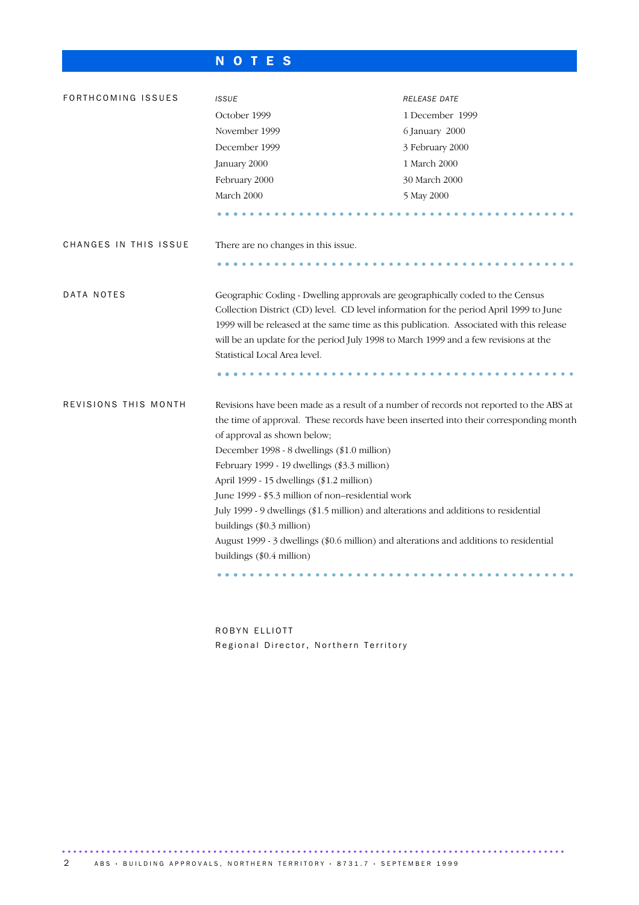# NOTES

## FORTHCOMING ISSUES

| *ISSUE* | *RELEASE DATE* |
| --- | --- |
| October 1999 | 1 December 1999 |
| November 1999 | 6 January 2000 |
| December 1999 | 3 February 2000 |
| January 2000 | 1 March 2000 |
| February 2000 | 30 March 2000 |
| March 2000 | 5 May 2000 |

## CHANGES IN THIS ISSUE

There are no changes in this issue.

## DATA NOTES

Geographic Coding - Dwelling approvals are geographically coded to the Census Collection District (CD) level. CD level information for the period April 1999 to June 1999 will be released at the same time as this publication. Associated with this release will be an update for the period July 1998 to March 1999 and a few revisions at the Statistical Local Area level.

## REVISIONS THIS MONTH

Revisions have been made as a result of a number of records not reported to the ABS at the time of approval. These records have been inserted into their corresponding month of approval as shown below;

December 1998 - 8 dwellings ($1.0 million)
February 1999 - 19 dwellings ($3.3 million)
April 1999 - 15 dwellings ($1.2 million)
June 1999 - $5.3 million of non–residential work
July 1999 - 9 dwellings ($1.5 million) and alterations and additions to residential buildings ($0.3 million)
August 1999 - 3 dwellings ($0.6 million) and alterations and additions to residential buildings ($0.4 million)

ROBYN ELLIOTT
Regional Director, Northern Territory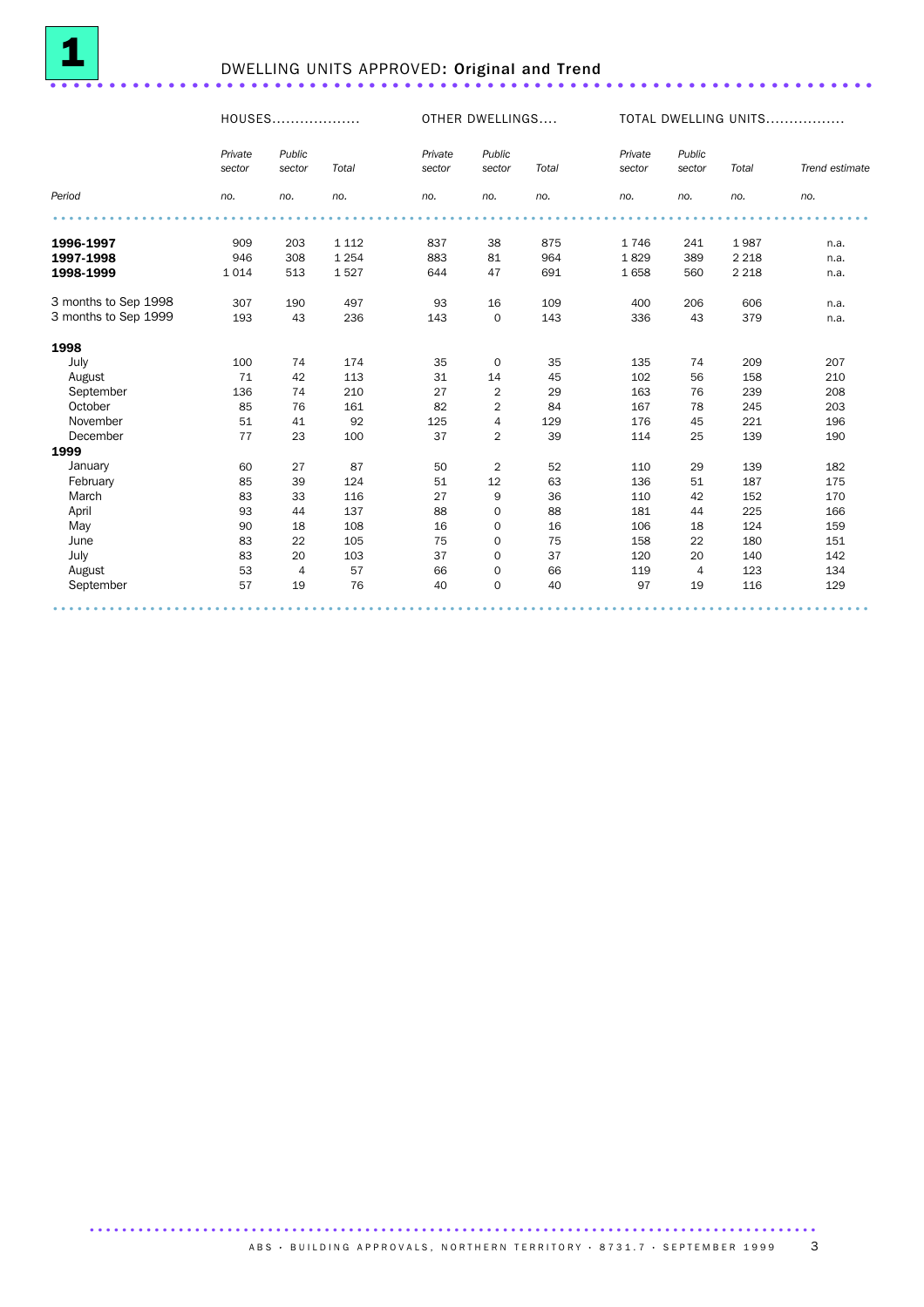# 1 DWELLING UNITS APPROVED: Original and Trend

| | HOUSES | | | OTHER DWELLINGS | | | TOTAL DWELLING UNITS | | | |
|---|---|---|---|---|---|---|---|---|---|---|
| | *Private sector* | *Public sector* | *Total* | *Private sector* | *Public sector* | *Total* | *Private sector* | *Public sector* | *Total* | *Trend estimate* |
| *Period* | *no.* | *no.* | *no.* | *no.* | *no.* | *no.* | *no.* | *no.* | *no.* | *no.* |
| **1996-1997** | 909 | 203 | 1 112 | 837 | 38 | 875 | 1 746 | 241 | 1 987 | n.a. |
| **1997-1998** | 946 | 308 | 1 254 | 883 | 81 | 964 | 1 829 | 389 | 2 218 | n.a. |
| **1998-1999** | 1 014 | 513 | 1 527 | 644 | 47 | 691 | 1 658 | 560 | 2 218 | n.a. |
| 3 months to Sep 1998 | 307 | 190 | 497 | 93 | 16 | 109 | 400 | 206 | 606 | n.a. |
| 3 months to Sep 1999 | 193 | 43 | 236 | 143 | 0 | 143 | 336 | 43 | 379 | n.a. |
| **1998** | | | | | | | | | | |
| July | 100 | 74 | 174 | 35 | 0 | 35 | 135 | 74 | 209 | 207 |
| August | 71 | 42 | 113 | 31 | 14 | 45 | 102 | 56 | 158 | 210 |
| September | 136 | 74 | 210 | 27 | 2 | 29 | 163 | 76 | 239 | 208 |
| October | 85 | 76 | 161 | 82 | 2 | 84 | 167 | 78 | 245 | 203 |
| November | 51 | 41 | 92 | 125 | 4 | 129 | 176 | 45 | 221 | 196 |
| December | 77 | 23 | 100 | 37 | 2 | 39 | 114 | 25 | 139 | 190 |
| **1999** | | | | | | | | | | |
| January | 60 | 27 | 87 | 50 | 2 | 52 | 110 | 29 | 139 | 182 |
| February | 85 | 39 | 124 | 51 | 12 | 63 | 136 | 51 | 187 | 175 |
| March | 83 | 33 | 116 | 27 | 9 | 36 | 110 | 42 | 152 | 170 |
| April | 93 | 44 | 137 | 88 | 0 | 88 | 181 | 44 | 225 | 166 |
| May | 90 | 18 | 108 | 16 | 0 | 16 | 106 | 18 | 124 | 159 |
| June | 83 | 22 | 105 | 75 | 0 | 75 | 158 | 22 | 180 | 151 |
| July | 83 | 20 | 103 | 37 | 0 | 37 | 120 | 20 | 140 | 142 |
| August | 53 | 4 | 57 | 66 | 0 | 66 | 119 | 4 | 123 | 134 |
| September | 57 | 19 | 76 | 40 | 0 | 40 | 97 | 19 | 116 | 129 |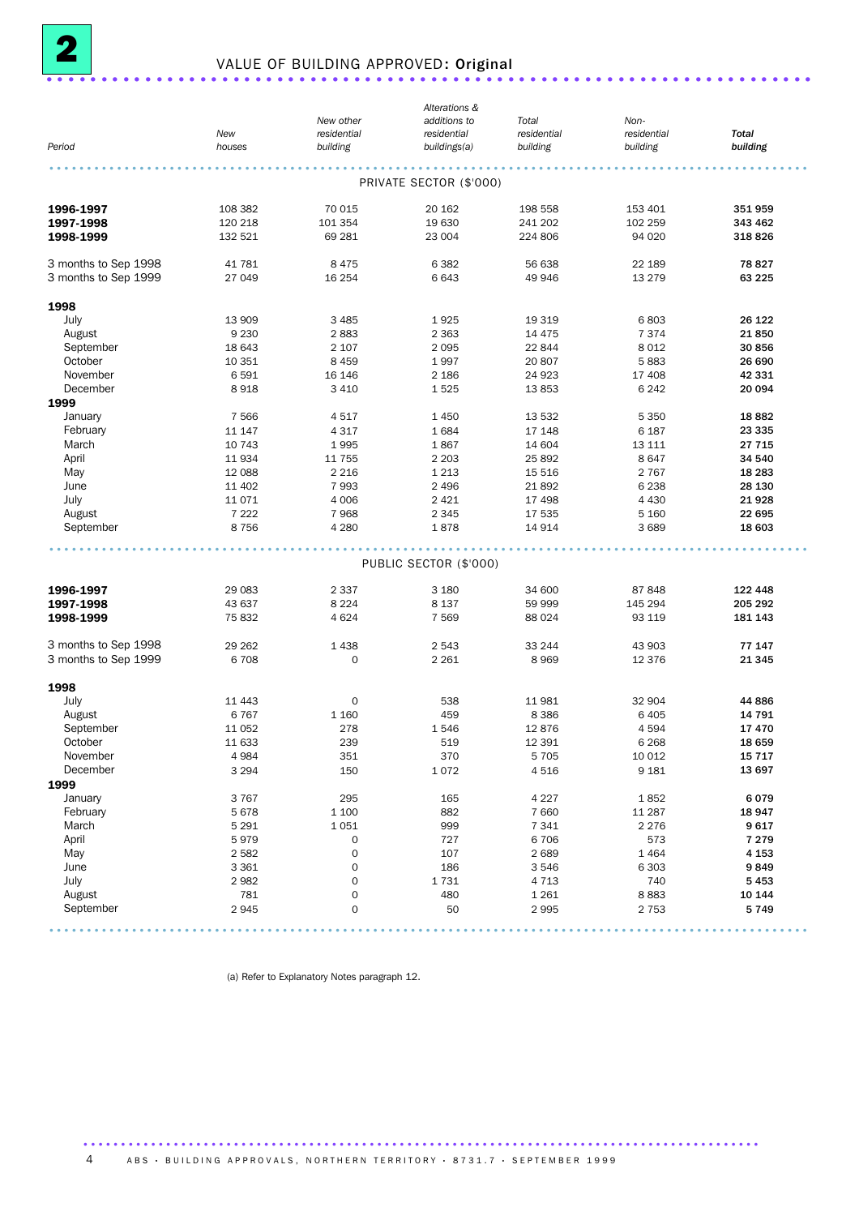# 2 VALUE OF BUILDING APPROVED: Original

| Period | New houses | New other residential building | Alterations & additions to residential buildings(a) | Total residential building | Non-residential building | Total building |
|---|---|---|---|---|---|---|
| **PRIVATE SECTOR ($'000)** | | | | | | |
| **1996-1997** | 108 382 | 70 015 | 20 162 | 198 558 | 153 401 | **351 959** |
| **1997-1998** | 120 218 | 101 354 | 19 630 | 241 202 | 102 259 | **343 462** |
| **1998-1999** | 132 521 | 69 281 | 23 004 | 224 806 | 94 020 | **318 826** |
| 3 months to Sep 1998 | 41 781 | 8 475 | 6 382 | 56 638 | 22 189 | **78 827** |
| 3 months to Sep 1999 | 27 049 | 16 254 | 6 643 | 49 946 | 13 279 | **63 225** |
| **1998** | | | | | | |
| July | 13 909 | 3 485 | 1 925 | 19 319 | 6 803 | **26 122** |
| August | 9 230 | 2 883 | 2 363 | 14 475 | 7 374 | **21 850** |
| September | 18 643 | 2 107 | 2 095 | 22 844 | 8 012 | **30 856** |
| October | 10 351 | 8 459 | 1 997 | 20 807 | 5 883 | **26 690** |
| November | 6 591 | 16 146 | 2 186 | 24 923 | 17 408 | **42 331** |
| December | 8 918 | 3 410 | 1 525 | 13 853 | 6 242 | **20 094** |
| **1999** | | | | | | |
| January | 7 566 | 4 517 | 1 450 | 13 532 | 5 350 | **18 882** |
| February | 11 147 | 4 317 | 1 684 | 17 148 | 6 187 | **23 335** |
| March | 10 743 | 1 995 | 1 867 | 14 604 | 13 111 | **27 715** |
| April | 11 934 | 11 755 | 2 203 | 25 892 | 8 647 | **34 540** |
| May | 12 088 | 2 216 | 1 213 | 15 516 | 2 767 | **18 283** |
| June | 11 402 | 7 993 | 2 496 | 21 892 | 6 238 | **28 130** |
| July | 11 071 | 4 006 | 2 421 | 17 498 | 4 430 | **21 928** |
| August | 7 222 | 7 968 | 2 345 | 17 535 | 5 160 | **22 695** |
| September | 8 756 | 4 280 | 1 878 | 14 914 | 3 689 | **18 603** |
| **PUBLIC SECTOR ($'000)** | | | | | | |
| **1996-1997** | 29 083 | 2 337 | 3 180 | 34 600 | 87 848 | **122 448** |
| **1997-1998** | 43 637 | 8 224 | 8 137 | 59 999 | 145 294 | **205 292** |
| **1998-1999** | 75 832 | 4 624 | 7 569 | 88 024 | 93 119 | **181 143** |
| 3 months to Sep 1998 | 29 262 | 1 438 | 2 543 | 33 244 | 43 903 | **77 147** |
| 3 months to Sep 1999 | 6 708 | 0 | 2 261 | 8 969 | 12 376 | **21 345** |
| **1998** | | | | | | |
| July | 11 443 | 0 | 538 | 11 981 | 32 904 | **44 886** |
| August | 6 767 | 1 160 | 459 | 8 386 | 6 405 | **14 791** |
| September | 11 052 | 278 | 1 546 | 12 876 | 4 594 | **17 470** |
| October | 11 633 | 239 | 519 | 12 391 | 6 268 | **18 659** |
| November | 4 984 | 351 | 370 | 5 705 | 10 012 | **15 717** |
| December | 3 294 | 150 | 1 072 | 4 516 | 9 181 | **13 697** |
| **1999** | | | | | | |
| January | 3 767 | 295 | 165 | 4 227 | 1 852 | **6 079** |
| February | 5 678 | 1 100 | 882 | 7 660 | 11 287 | **18 947** |
| March | 5 291 | 1 051 | 999 | 7 341 | 2 276 | **9 617** |
| April | 5 979 | 0 | 727 | 6 706 | 573 | **7 279** |
| May | 2 582 | 0 | 107 | 2 689 | 1 464 | **4 153** |
| June | 3 361 | 0 | 186 | 3 546 | 6 303 | **9 849** |
| July | 2 982 | 0 | 1 731 | 4 713 | 740 | **5 453** |
| August | 781 | 0 | 480 | 1 261 | 8 883 | **10 144** |
| September | 2 945 | 0 | 50 | 2 995 | 2 753 | **5 749** |

(a) Refer to Explanatory Notes paragraph 12.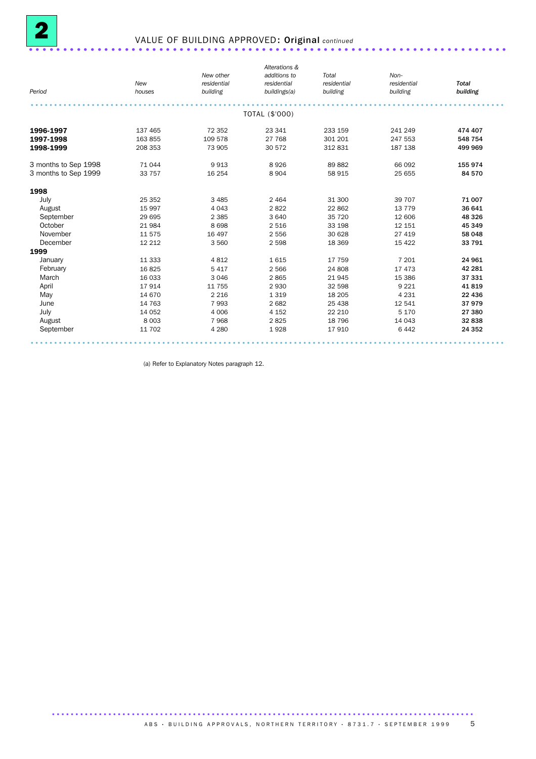## 2 VALUE OF BUILDING APPROVED: **Original** *continued*

| *Period* | *New houses* | *New other residential building* | *Alterations & additions to residential buildings(a)* | *Total residential building* | *Non-residential building* | ***Total building*** |
|---|---|---|---|---|---|---|
| | | | TOTAL ($'000) | | | |
| **1996-1997** | 137 465 | 72 352 | 23 341 | 233 159 | 241 249 | **474 407** |
| **1997-1998** | 163 855 | 109 578 | 27 768 | 301 201 | 247 553 | **548 754** |
| **1998-1999** | 208 353 | 73 905 | 30 572 | 312 831 | 187 138 | **499 969** |
| 3 months to Sep 1998 | 71 044 | 9 913 | 8 926 | 89 882 | 66 092 | **155 974** |
| 3 months to Sep 1999 | 33 757 | 16 254 | 8 904 | 58 915 | 25 655 | **84 570** |
| **1998** | | | | | | |
| July | 25 352 | 3 485 | 2 464 | 31 300 | 39 707 | **71 007** |
| August | 15 997 | 4 043 | 2 822 | 22 862 | 13 779 | **36 641** |
| September | 29 695 | 2 385 | 3 640 | 35 720 | 12 606 | **48 326** |
| October | 21 984 | 8 698 | 2 516 | 33 198 | 12 151 | **45 349** |
| November | 11 575 | 16 497 | 2 556 | 30 628 | 27 419 | **58 048** |
| December | 12 212 | 3 560 | 2 598 | 18 369 | 15 422 | **33 791** |
| **1999** | | | | | | |
| January | 11 333 | 4 812 | 1 615 | 17 759 | 7 201 | **24 961** |
| February | 16 825 | 5 417 | 2 566 | 24 808 | 17 473 | **42 281** |
| March | 16 033 | 3 046 | 2 865 | 21 945 | 15 386 | **37 331** |
| April | 17 914 | 11 755 | 2 930 | 32 598 | 9 221 | **41 819** |
| May | 14 670 | 2 216 | 1 319 | 18 205 | 4 231 | **22 436** |
| June | 14 763 | 7 993 | 2 682 | 25 438 | 12 541 | **37 979** |
| July | 14 052 | 4 006 | 4 152 | 22 210 | 5 170 | **27 380** |
| August | 8 003 | 7 968 | 2 825 | 18 796 | 14 043 | **32 838** |
| September | 11 702 | 4 280 | 1 928 | 17 910 | 6 442 | **24 352** |

(a) Refer to Explanatory Notes paragraph 12.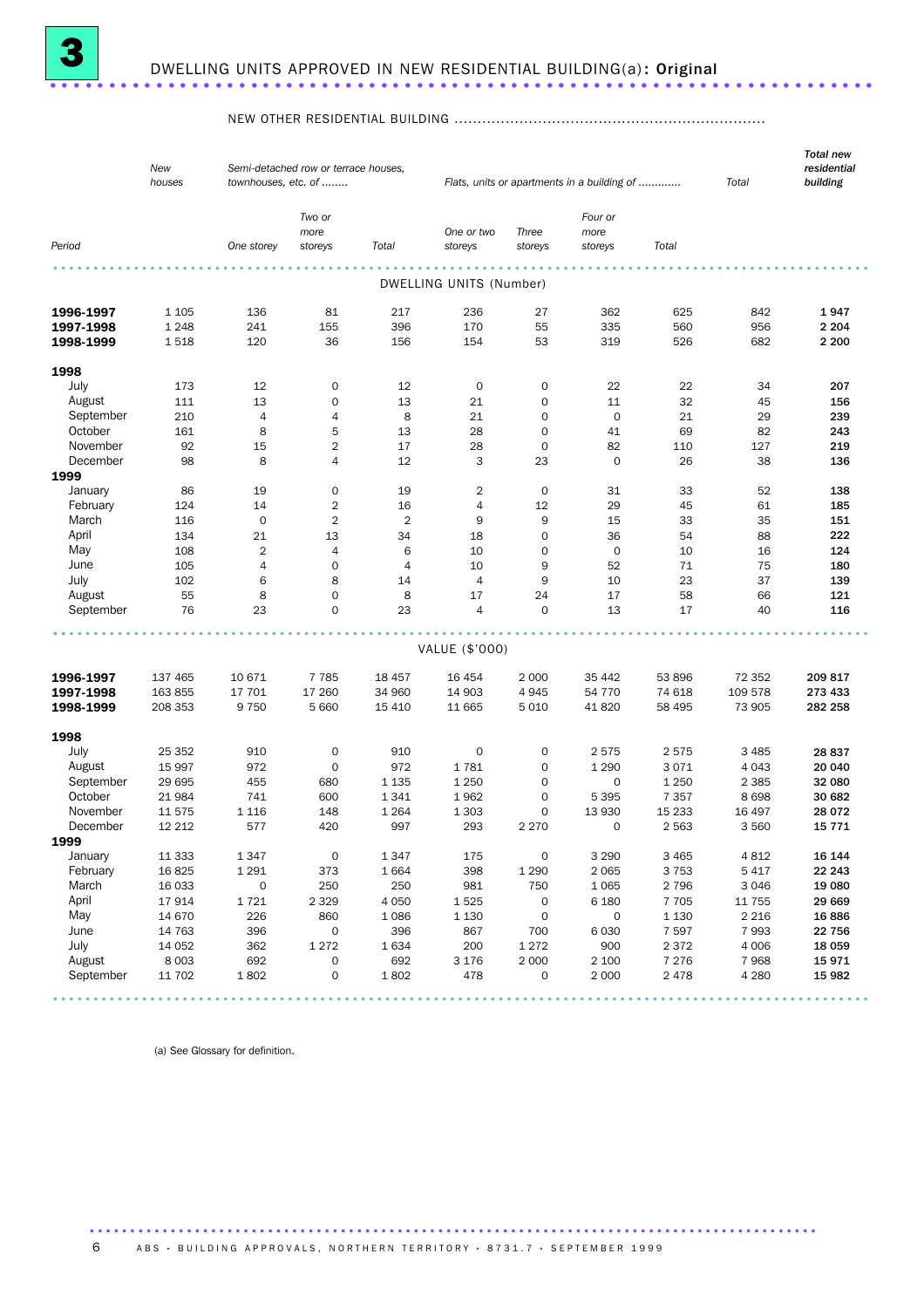# 3 DWELLING UNITS APPROVED IN NEW RESIDENTIAL BUILDING(a): Original

NEW OTHER RESIDENTIAL BUILDING ..................................................................

| Period | *New houses* | *Semi-detached row or terrace houses, townhouses, etc. of ........* | | | *Flats, units or apartments in a building of ............* | | | | *Total* | *Total new residential building* |
|---|---|---|---|---|---|---|---|---|---|---|
| | | *One storey* | *Two or more storeys* | *Total* | *One or two storeys* | *Three storeys* | *Four or more storeys* | *Total* | | |
| **DWELLING UNITS (Number)** | | | | | | | | | | |
| **1996-1997** | 1 105 | 136 | 81 | 217 | 236 | 27 | 362 | 625 | 842 | **1 947** |
| **1997-1998** | 1 248 | 241 | 155 | 396 | 170 | 55 | 335 | 560 | 956 | **2 204** |
| **1998-1999** | 1 518 | 120 | 36 | 156 | 154 | 53 | 319 | 526 | 682 | **2 200** |
| **1998** | | | | | | | | | | |
| July | 173 | 12 | 0 | 12 | 0 | 0 | 22 | 22 | 34 | **207** |
| August | 111 | 13 | 0 | 13 | 21 | 0 | 11 | 32 | 45 | **156** |
| September | 210 | 4 | 4 | 8 | 21 | 0 | 0 | 21 | 29 | **239** |
| October | 161 | 8 | 5 | 13 | 28 | 0 | 41 | 69 | 82 | **243** |
| November | 92 | 15 | 2 | 17 | 28 | 0 | 82 | 110 | 127 | **219** |
| December | 98 | 8 | 4 | 12 | 3 | 23 | 0 | 26 | 38 | **136** |
| **1999** | | | | | | | | | | |
| January | 86 | 19 | 0 | 19 | 2 | 0 | 31 | 33 | 52 | **138** |
| February | 124 | 14 | 2 | 16 | 4 | 12 | 29 | 45 | 61 | **185** |
| March | 116 | 0 | 2 | 2 | 9 | 9 | 15 | 33 | 35 | **151** |
| April | 134 | 21 | 13 | 34 | 18 | 0 | 36 | 54 | 88 | **222** |
| May | 108 | 2 | 4 | 6 | 10 | 0 | 0 | 10 | 16 | **124** |
| June | 105 | 4 | 0 | 4 | 10 | 9 | 52 | 71 | 75 | **180** |
| July | 102 | 6 | 8 | 14 | 4 | 9 | 10 | 23 | 37 | **139** |
| August | 55 | 8 | 0 | 8 | 17 | 24 | 17 | 58 | 66 | **121** |
| September | 76 | 23 | 0 | 23 | 4 | 0 | 13 | 17 | 40 | **116** |
| **VALUE ($'000)** | | | | | | | | | | |
| **1996-1997** | 137 465 | 10 671 | 7 785 | 18 457 | 16 454 | 2 000 | 35 442 | 53 896 | 72 352 | **209 817** |
| **1997-1998** | 163 855 | 17 701 | 17 260 | 34 960 | 14 903 | 4 945 | 54 770 | 74 618 | 109 578 | **273 433** |
| **1998-1999** | 208 353 | 9 750 | 5 660 | 15 410 | 11 665 | 5 010 | 41 820 | 58 495 | 73 905 | **282 258** |
| **1998** | | | | | | | | | | |
| July | 25 352 | 910 | 0 | 910 | 0 | 0 | 2 575 | 2 575 | 3 485 | **28 837** |
| August | 15 997 | 972 | 0 | 972 | 1 781 | 0 | 1 290 | 3 071 | 4 043 | **20 040** |
| September | 29 695 | 455 | 680 | 1 135 | 1 250 | 0 | 0 | 1 250 | 2 385 | **32 080** |
| October | 21 984 | 741 | 600 | 1 341 | 1 962 | 0 | 5 395 | 7 357 | 8 698 | **30 682** |
| November | 11 575 | 1 116 | 148 | 1 264 | 1 303 | 0 | 13 930 | 15 233 | 16 497 | **28 072** |
| December | 12 212 | 577 | 420 | 997 | 293 | 2 270 | 0 | 2 563 | 3 560 | **15 771** |
| **1999** | | | | | | | | | | |
| January | 11 333 | 1 347 | 0 | 1 347 | 175 | 0 | 3 290 | 3 465 | 4 812 | **16 144** |
| February | 16 825 | 1 291 | 373 | 1 664 | 398 | 1 290 | 2 065 | 3 753 | 5 417 | **22 243** |
| March | 16 033 | 0 | 250 | 250 | 981 | 750 | 1 065 | 2 796 | 3 046 | **19 080** |
| April | 17 914 | 1 721 | 2 329 | 4 050 | 1 525 | 0 | 6 180 | 7 705 | 11 755 | **29 669** |
| May | 14 670 | 226 | 860 | 1 086 | 1 130 | 0 | 0 | 1 130 | 2 216 | **16 886** |
| June | 14 763 | 396 | 0 | 396 | 867 | 700 | 6 030 | 7 597 | 7 993 | **22 756** |
| July | 14 052 | 362 | 1 272 | 1 634 | 200 | 1 272 | 900 | 2 372 | 4 006 | **18 059** |
| August | 8 003 | 692 | 0 | 692 | 3 176 | 2 000 | 2 100 | 7 276 | 7 968 | **15 971** |
| September | 11 702 | 1 802 | 0 | 1 802 | 478 | 0 | 2 000 | 2 478 | 4 280 | **15 982** |

(a) See Glossary for definition.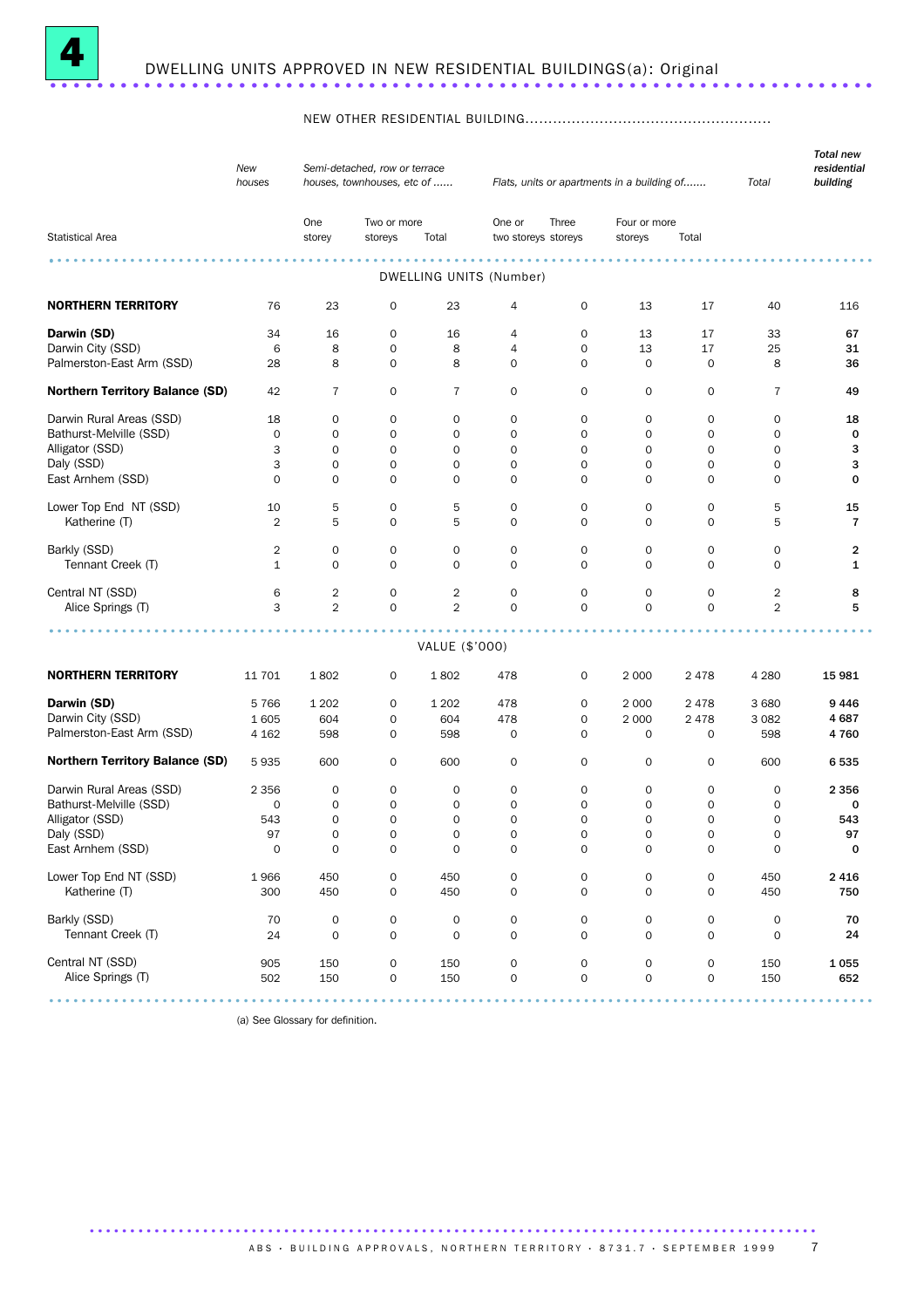# 4 DWELLING UNITS APPROVED IN NEW RESIDENTIAL BUILDINGS(a): Original

| Statistical Area | New houses | NEW OTHER RESIDENTIAL BUILDING — Semi-detached, row or terrace houses, townhouses, etc of ...... One storey | Two or more storeys | Total | Flats, units or apartments in a building of....... One or two storeys | Three storeys | Four or more storeys | Total | Total | Total new residential building |
|---|---|---|---|---|---|---|---|---|---|---|
| **DWELLING UNITS (Number)** | | | | | | | | | | |
| **NORTHERN TERRITORY** | 76 | 23 | 0 | 23 | 4 | 0 | 13 | 17 | 40 | 116 |
| **Darwin (SD)** | 34 | 16 | 0 | 16 | 4 | 0 | 13 | 17 | 33 | **67** |
| Darwin City (SSD) | 6 | 8 | 0 | 8 | 4 | 0 | 13 | 17 | 25 | **31** |
| Palmerston-East Arm (SSD) | 28 | 8 | 0 | 8 | 0 | 0 | 0 | 0 | 8 | **36** |
| **Northern Territory Balance (SD)** | 42 | 7 | 0 | 7 | 0 | 0 | 0 | 0 | 7 | **49** |
| Darwin Rural Areas (SSD) | 18 | 0 | 0 | 0 | 0 | 0 | 0 | 0 | 0 | **18** |
| Bathurst-Melville (SSD) | 0 | 0 | 0 | 0 | 0 | 0 | 0 | 0 | 0 | **0** |
| Alligator (SSD) | 3 | 0 | 0 | 0 | 0 | 0 | 0 | 0 | 0 | **3** |
| Daly (SSD) | 3 | 0 | 0 | 0 | 0 | 0 | 0 | 0 | 0 | **3** |
| East Arnhem (SSD) | 0 | 0 | 0 | 0 | 0 | 0 | 0 | 0 | 0 | **0** |
| Lower Top End NT (SSD) | 10 | 5 | 0 | 5 | 0 | 0 | 0 | 0 | 5 | **15** |
| Katherine (T) | 2 | 5 | 0 | 5 | 0 | 0 | 0 | 0 | 5 | **7** |
| Barkly (SSD) | 2 | 0 | 0 | 0 | 0 | 0 | 0 | 0 | 0 | **2** |
| Tennant Creek (T) | 1 | 0 | 0 | 0 | 0 | 0 | 0 | 0 | 0 | **1** |
| Central NT (SSD) | 6 | 2 | 0 | 2 | 0 | 0 | 0 | 0 | 2 | **8** |
| Alice Springs (T) | 3 | 2 | 0 | 2 | 0 | 0 | 0 | 0 | 2 | **5** |
| **VALUE ($'000)** | | | | | | | | | | |
| **NORTHERN TERRITORY** | 11 701 | 1 802 | 0 | 1 802 | 478 | 0 | 2 000 | 2 478 | 4 280 | **15 981** |
| **Darwin (SD)** | 5 766 | 1 202 | 0 | 1 202 | 478 | 0 | 2 000 | 2 478 | 3 680 | **9 446** |
| Darwin City (SSD) | 1 605 | 604 | 0 | 604 | 478 | 0 | 2 000 | 2 478 | 3 082 | **4 687** |
| Palmerston-East Arm (SSD) | 4 162 | 598 | 0 | 598 | 0 | 0 | 0 | 0 | 598 | **4 760** |
| **Northern Territory Balance (SD)** | 5 935 | 600 | 0 | 600 | 0 | 0 | 0 | 0 | 600 | **6 535** |
| Darwin Rural Areas (SSD) | 2 356 | 0 | 0 | 0 | 0 | 0 | 0 | 0 | 0 | **2 356** |
| Bathurst-Melville (SSD) | 0 | 0 | 0 | 0 | 0 | 0 | 0 | 0 | 0 | **0** |
| Alligator (SSD) | 543 | 0 | 0 | 0 | 0 | 0 | 0 | 0 | 0 | **543** |
| Daly (SSD) | 97 | 0 | 0 | 0 | 0 | 0 | 0 | 0 | 0 | **97** |
| East Arnhem (SSD) | 0 | 0 | 0 | 0 | 0 | 0 | 0 | 0 | 0 | **0** |
| Lower Top End NT (SSD) | 1 966 | 450 | 0 | 450 | 0 | 0 | 0 | 0 | 450 | **2 416** |
| Katherine (T) | 300 | 450 | 0 | 450 | 0 | 0 | 0 | 0 | 450 | **750** |
| Barkly (SSD) | 70 | 0 | 0 | 0 | 0 | 0 | 0 | 0 | 0 | **70** |
| Tennant Creek (T) | 24 | 0 | 0 | 0 | 0 | 0 | 0 | 0 | 0 | **24** |
| Central NT (SSD) | 905 | 150 | 0 | 150 | 0 | 0 | 0 | 0 | 150 | **1 055** |
| Alice Springs (T) | 502 | 150 | 0 | 150 | 0 | 0 | 0 | 0 | 150 | **652** |

(a) See Glossary for definition.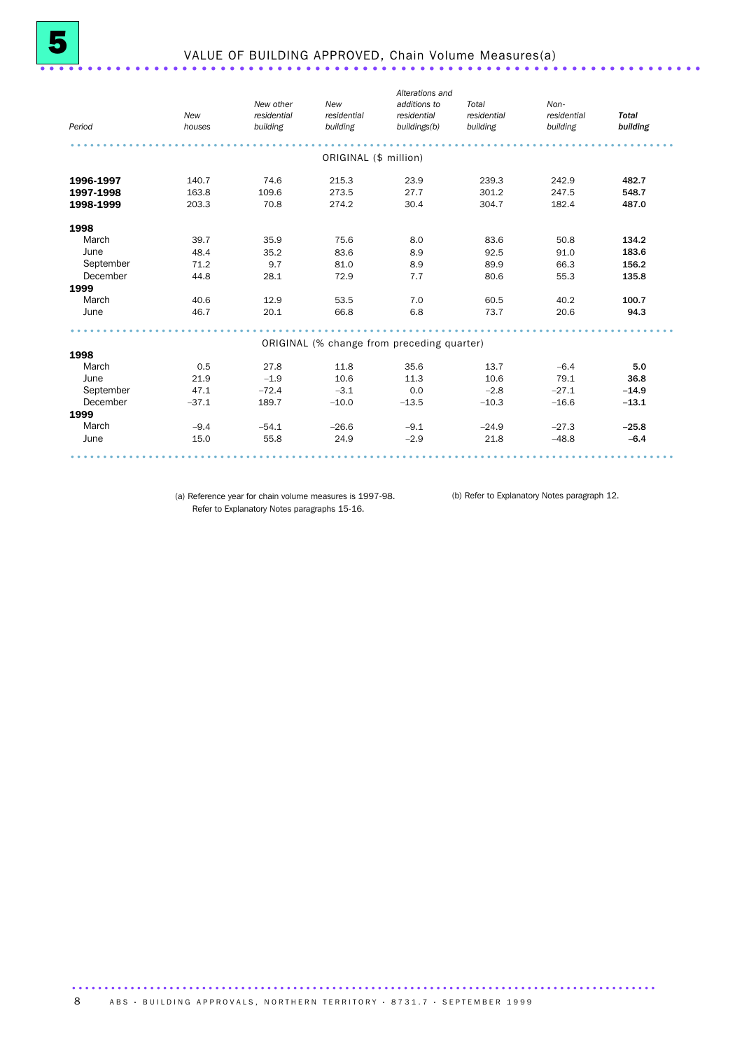# 5 VALUE OF BUILDING APPROVED, Chain Volume Measures(a)

| Period | *New houses* | *New other residential building* | *New residential building* | *Alterations and additions to residential buildings(b)* | *Total residential building* | *Non-residential building* | ***Total building*** |
|---|---|---|---|---|---|---|---|
| | | | ORIGINAL ($ million) | | | | |
| **1996-1997** | 140.7 | 74.6 | 215.3 | 23.9 | 239.3 | 242.9 | **482.7** |
| **1997-1998** | 163.8 | 109.6 | 273.5 | 27.7 | 301.2 | 247.5 | **548.7** |
| **1998-1999** | 203.3 | 70.8 | 274.2 | 30.4 | 304.7 | 182.4 | **487.0** |
| **1998** | | | | | | | |
| March | 39.7 | 35.9 | 75.6 | 8.0 | 83.6 | 50.8 | **134.2** |
| June | 48.4 | 35.2 | 83.6 | 8.9 | 92.5 | 91.0 | **183.6** |
| September | 71.2 | 9.7 | 81.0 | 8.9 | 89.9 | 66.3 | **156.2** |
| December | 44.8 | 28.1 | 72.9 | 7.7 | 80.6 | 55.3 | **135.8** |
| **1999** | | | | | | | |
| March | 40.6 | 12.9 | 53.5 | 7.0 | 60.5 | 40.2 | **100.7** |
| June | 46.7 | 20.1 | 66.8 | 6.8 | 73.7 | 20.6 | **94.3** |
| | | | ORIGINAL (% change from preceding quarter) | | | | |
| **1998** | | | | | | | |
| March | 0.5 | 27.8 | 11.8 | 35.6 | 13.7 | –6.4 | **5.0** |
| June | 21.9 | –1.9 | 10.6 | 11.3 | 10.6 | 79.1 | **36.8** |
| September | 47.1 | –72.4 | –3.1 | 0.0 | –2.8 | –27.1 | **–14.9** |
| December | –37.1 | 189.7 | –10.0 | –13.5 | –10.3 | –16.6 | **–13.1** |
| **1999** | | | | | | | |
| March | –9.4 | –54.1 | –26.6 | –9.1 | –24.9 | –27.3 | **–25.8** |
| June | 15.0 | 55.8 | 24.9 | –2.9 | 21.8 | –48.8 | **–6.4** |

(a) Reference year for chain volume measures is 1997-98. Refer to Explanatory Notes paragraphs 15-16.

(b) Refer to Explanatory Notes paragraph 12.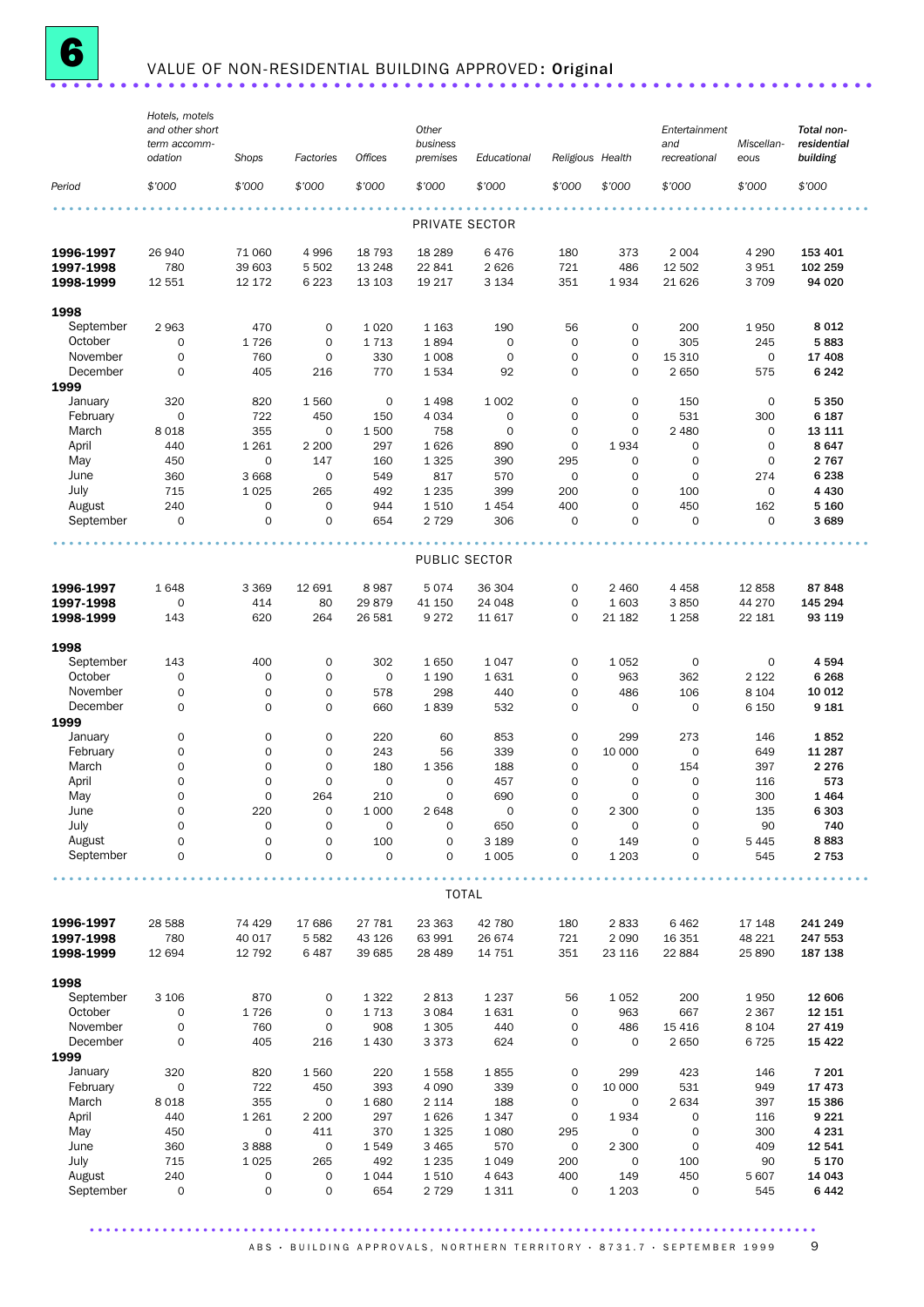# 6 VALUE OF NON-RESIDENTIAL BUILDING APPROVED: Original

| Period | Hotels, motels and other short term accommodation | Shops | Factories | Offices | Other business premises | Educational | Religious | Health | Entertainment and recreational | Miscellaneous | Total non-residential building |
|---|---|---|---|---|---|---|---|---|---|---|---|
| | $'000 | $'000 | $'000 | $'000 | $'000 | $'000 | $'000 | $'000 | $'000 | $'000 | $'000 |
| | | | | | PRIVATE SECTOR | | | | | | |
| **1996-1997** | 26 940 | 71 060 | 4 996 | 18 793 | 18 289 | 6 476 | 180 | 373 | 2 004 | 4 290 | **153 401** |
| **1997-1998** | 780 | 39 603 | 5 502 | 13 248 | 22 841 | 2 626 | 721 | 486 | 12 502 | 3 951 | **102 259** |
| **1998-1999** | 12 551 | 12 172 | 6 223 | 13 103 | 19 217 | 3 134 | 351 | 1 934 | 21 626 | 3 709 | **94 020** |
| **1998** | | | | | | | | | | | |
| September | 2 963 | 470 | 0 | 1 020 | 1 163 | 190 | 56 | 0 | 200 | 1 950 | **8 012** |
| October | 0 | 1 726 | 0 | 1 713 | 1 894 | 0 | 0 | 0 | 305 | 245 | **5 883** |
| November | 0 | 760 | 0 | 330 | 1 008 | 0 | 0 | 0 | 15 310 | 0 | **17 408** |
| December | 0 | 405 | 216 | 770 | 1 534 | 92 | 0 | 0 | 2 650 | 575 | **6 242** |
| **1999** | | | | | | | | | | | |
| January | 320 | 820 | 1 560 | 0 | 1 498 | 1 002 | 0 | 0 | 150 | 0 | **5 350** |
| February | 0 | 722 | 450 | 150 | 4 034 | 0 | 0 | 0 | 531 | 300 | **6 187** |
| March | 8 018 | 355 | 0 | 1 500 | 758 | 0 | 0 | 0 | 2 480 | 0 | **13 111** |
| April | 440 | 1 261 | 2 200 | 297 | 1 626 | 890 | 0 | 1 934 | 0 | 0 | **8 647** |
| May | 450 | 0 | 147 | 160 | 1 325 | 390 | 295 | 0 | 0 | 0 | **2 767** |
| June | 360 | 3 668 | 0 | 549 | 817 | 570 | 0 | 0 | 0 | 274 | **6 238** |
| July | 715 | 1 025 | 265 | 492 | 1 235 | 399 | 200 | 0 | 100 | 0 | **4 430** |
| August | 240 | 0 | 0 | 944 | 1 510 | 1 454 | 400 | 0 | 450 | 162 | **5 160** |
| September | 0 | 0 | 0 | 654 | 2 729 | 306 | 0 | 0 | 0 | 0 | **3 689** |
| | | | | | PUBLIC SECTOR | | | | | | |
| **1996-1997** | 1 648 | 3 369 | 12 691 | 8 987 | 5 074 | 36 304 | 0 | 2 460 | 4 458 | 12 858 | **87 848** |
| **1997-1998** | 0 | 414 | 80 | 29 879 | 41 150 | 24 048 | 0 | 1 603 | 3 850 | 44 270 | **145 294** |
| **1998-1999** | 143 | 620 | 264 | 26 581 | 9 272 | 11 617 | 0 | 21 182 | 1 258 | 22 181 | **93 119** |
| **1998** | | | | | | | | | | | |
| September | 143 | 400 | 0 | 302 | 1 650 | 1 047 | 0 | 1 052 | 0 | 0 | **4 594** |
| October | 0 | 0 | 0 | 0 | 1 190 | 1 631 | 0 | 963 | 362 | 2 122 | **6 268** |
| November | 0 | 0 | 0 | 578 | 298 | 440 | 0 | 486 | 106 | 8 104 | **10 012** |
| December | 0 | 0 | 0 | 660 | 1 839 | 532 | 0 | 0 | 0 | 6 150 | **9 181** |
| **1999** | | | | | | | | | | | |
| January | 0 | 0 | 0 | 220 | 60 | 853 | 0 | 299 | 273 | 146 | **1 852** |
| February | 0 | 0 | 0 | 243 | 56 | 339 | 0 | 10 000 | 0 | 649 | **11 287** |
| March | 0 | 0 | 0 | 180 | 1 356 | 188 | 0 | 0 | 154 | 397 | **2 276** |
| April | 0 | 0 | 0 | 0 | 0 | 457 | 0 | 0 | 0 | 116 | **573** |
| May | 0 | 0 | 264 | 210 | 0 | 690 | 0 | 0 | 0 | 300 | **1 464** |
| June | 0 | 220 | 0 | 1 000 | 2 648 | 0 | 0 | 2 300 | 0 | 135 | **6 303** |
| July | 0 | 0 | 0 | 0 | 0 | 650 | 0 | 0 | 0 | 90 | **740** |
| August | 0 | 0 | 0 | 100 | 0 | 3 189 | 0 | 149 | 0 | 5 445 | **8 883** |
| September | 0 | 0 | 0 | 0 | 0 | 1 005 | 0 | 1 203 | 0 | 545 | **2 753** |
| | | | | | TOTAL | | | | | | |
| **1996-1997** | 28 588 | 74 429 | 17 686 | 27 781 | 23 363 | 42 780 | 180 | 2 833 | 6 462 | 17 148 | **241 249** |
| **1997-1998** | 780 | 40 017 | 5 582 | 43 126 | 63 991 | 26 674 | 721 | 2 090 | 16 351 | 48 221 | **247 553** |
| **1998-1999** | 12 694 | 12 792 | 6 487 | 39 685 | 28 489 | 14 751 | 351 | 23 116 | 22 884 | 25 890 | **187 138** |
| **1998** | | | | | | | | | | | |
| September | 3 106 | 870 | 0 | 1 322 | 2 813 | 1 237 | 56 | 1 052 | 200 | 1 950 | **12 606** |
| October | 0 | 1 726 | 0 | 1 713 | 3 084 | 1 631 | 0 | 963 | 667 | 2 367 | **12 151** |
| November | 0 | 760 | 0 | 908 | 1 305 | 440 | 0 | 486 | 15 416 | 8 104 | **27 419** |
| December | 0 | 405 | 216 | 1 430 | 3 373 | 624 | 0 | 0 | 2 650 | 6 725 | **15 422** |
| **1999** | | | | | | | | | | | |
| January | 320 | 820 | 1 560 | 220 | 1 558 | 1 855 | 0 | 299 | 423 | 146 | **7 201** |
| February | 0 | 722 | 450 | 393 | 4 090 | 339 | 0 | 10 000 | 531 | 949 | **17 473** |
| March | 8 018 | 355 | 0 | 1 680 | 2 114 | 188 | 0 | 0 | 2 634 | 397 | **15 386** |
| April | 440 | 1 261 | 2 200 | 297 | 1 626 | 1 347 | 0 | 1 934 | 0 | 116 | **9 221** |
| May | 450 | 0 | 411 | 370 | 1 325 | 1 080 | 295 | 0 | 0 | 300 | **4 231** |
| June | 360 | 3 888 | 0 | 1 549 | 3 465 | 570 | 0 | 2 300 | 0 | 409 | **12 541** |
| July | 715 | 1 025 | 265 | 492 | 1 235 | 1 049 | 200 | 0 | 100 | 90 | **5 170** |
| August | 240 | 0 | 0 | 1 044 | 1 510 | 4 643 | 400 | 149 | 450 | 5 607 | **14 043** |
| September | 0 | 0 | 0 | 654 | 2 729 | 1 311 | 0 | 1 203 | 0 | 545 | **6 442** |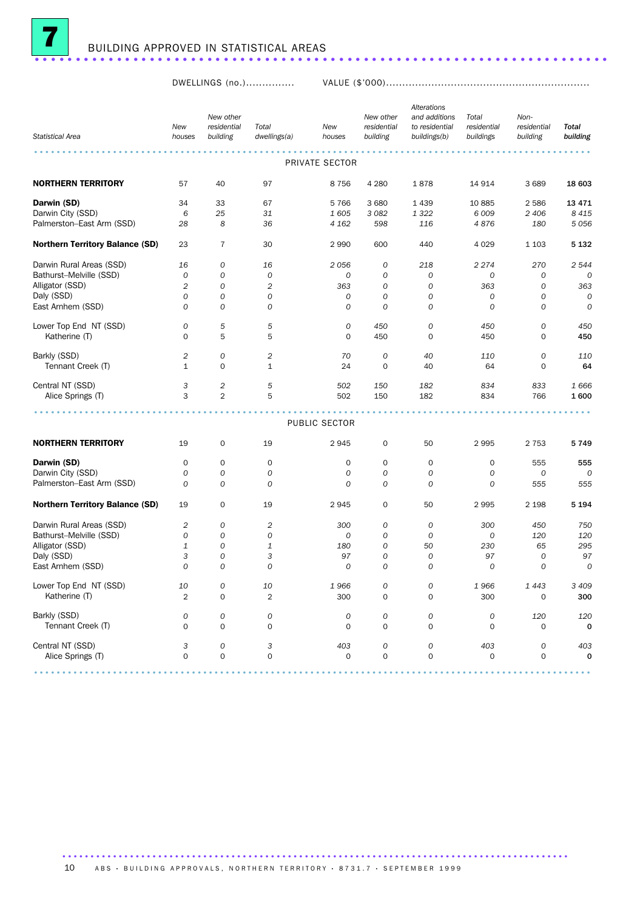## 7 BUILDING APPROVED IN STATISTICAL AREAS

| Statistical Area | DWELLINGS (no.) New houses | New other residential building | Total dwellings(a) | VALUE ($'000) New houses | New other residential building | Alterations and additions to residential buildings(b) | Total residential buildings | Non-residential building | Total building |
|---|---|---|---|---|---|---|---|---|---|
| PRIVATE SECTOR | | | | | | | | | |
| **NORTHERN TERRITORY** | 57 | 40 | 97 | 8 756 | 4 280 | 1 878 | 14 914 | 3 689 | **18 603** |
| **Darwin (SD)** | 34 | 33 | 67 | 5 766 | 3 680 | 1 439 | 10 885 | 2 586 | **13 471** |
| Darwin City (SSD) | *6* | *25* | *31* | *1 605* | *3 082* | *1 322* | *6 009* | *2 406* | *8 415* |
| Palmerston–East Arm (SSD) | *28* | *8* | *36* | *4 162* | *598* | *116* | *4 876* | *180* | *5 056* |
| **Northern Territory Balance (SD)** | 23 | 7 | 30 | 2 990 | 600 | 440 | 4 029 | 1 103 | **5 132** |
| Darwin Rural Areas (SSD) | *16* | *0* | *16* | *2 056* | *0* | *218* | *2 274* | *270* | *2 544* |
| Bathurst–Melville (SSD) | *0* | *0* | *0* | *0* | *0* | *0* | *0* | *0* | *0* |
| Alligator (SSD) | *2* | *0* | *2* | *363* | *0* | *0* | *363* | *0* | *363* |
| Daly (SSD) | *0* | *0* | *0* | *0* | *0* | *0* | *0* | *0* | *0* |
| East Arnhem (SSD) | *0* | *0* | *0* | *0* | *0* | *0* | *0* | *0* | *0* |
| Lower Top End NT (SSD) | *0* | *5* | *5* | *0* | *450* | *0* | *450* | *0* | *450* |
| Katherine (T) | 0 | 5 | 5 | 0 | 450 | 0 | 450 | 0 | **450** |
| Barkly (SSD) | *2* | *0* | *2* | *70* | *0* | *40* | *110* | *0* | *110* |
| Tennant Creek (T) | 1 | 0 | 1 | 24 | 0 | 40 | 64 | 0 | **64** |
| Central NT (SSD) | *3* | *2* | *5* | *502* | *150* | *182* | *834* | *833* | *1 666* |
| Alice Springs (T) | 3 | 2 | 5 | 502 | 150 | 182 | 834 | 766 | **1 600** |
| PUBLIC SECTOR | | | | | | | | | |
| **NORTHERN TERRITORY** | 19 | 0 | 19 | 2 945 | 0 | 50 | 2 995 | 2 753 | **5 749** |
| **Darwin (SD)** | 0 | 0 | 0 | 0 | 0 | 0 | 0 | 555 | **555** |
| Darwin City (SSD) | *0* | *0* | *0* | *0* | *0* | *0* | *0* | *0* | *0* |
| Palmerston–East Arm (SSD) | *0* | *0* | *0* | *0* | *0* | *0* | *0* | *555* | *555* |
| **Northern Territory Balance (SD)** | 19 | 0 | 19 | 2 945 | 0 | 50 | 2 995 | 2 198 | **5 194** |
| Darwin Rural Areas (SSD) | *2* | *0* | *2* | *300* | *0* | *0* | *300* | *450* | *750* |
| Bathurst–Melville (SSD) | *0* | *0* | *0* | *0* | *0* | *0* | *0* | *120* | *120* |
| Alligator (SSD) | *1* | *0* | *1* | *180* | *0* | *50* | *230* | *65* | *295* |
| Daly (SSD) | *3* | *0* | *3* | *97* | *0* | *0* | *97* | *0* | *97* |
| East Arnhem (SSD) | *0* | *0* | *0* | *0* | *0* | *0* | *0* | *0* | *0* |
| Lower Top End NT (SSD) | *10* | *0* | *10* | *1 966* | *0* | *0* | *1 966* | *1 443* | *3 409* |
| Katherine (T) | 2 | 0 | 2 | 300 | 0 | 0 | 300 | 0 | **300** |
| Barkly (SSD) | *0* | *0* | *0* | *0* | *0* | *0* | *0* | *120* | *120* |
| Tennant Creek (T) | 0 | 0 | 0 | 0 | 0 | 0 | 0 | 0 | **0** |
| Central NT (SSD) | *3* | *0* | *3* | *403* | *0* | *0* | *403* | *0* | *403* |
| Alice Springs (T) | 0 | 0 | 0 | 0 | 0 | 0 | 0 | 0 | **0** |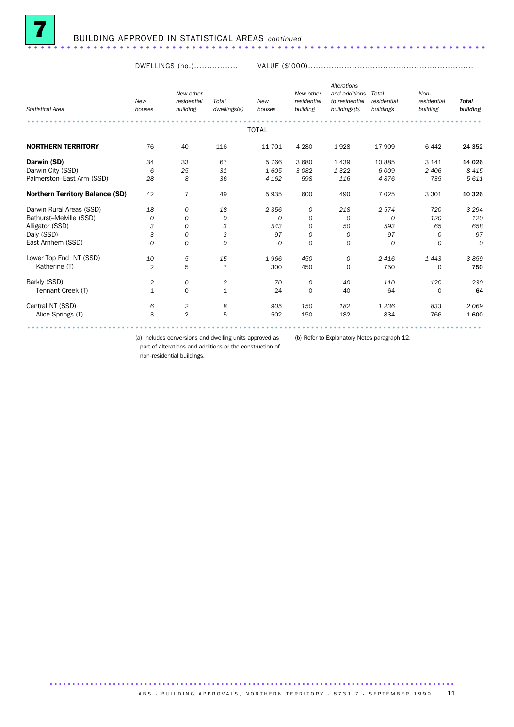## 7 BUILDING APPROVED IN STATISTICAL AREAS *continued*

| | DWELLINGS (no.) | | | VALUE ($'000) | | | | | |
|---|---|---|---|---|---|---|---|---|---|
| *Statistical Area* | *New houses* | *New other residential building* | *Total dwellings(a)* | *New houses* | *New other residential building* | *Alterations and additions to residential buildings(b)* | *Total residential buildings* | *Non-residential building* | ***Total building*** |
| | | | | TOTAL | | | | | |
| **NORTHERN TERRITORY** | 76 | 40 | 116 | 11 701 | 4 280 | 1 928 | 17 909 | 6 442 | **24 352** |
| **Darwin (SD)** | 34 | 33 | 67 | 5 766 | 3 680 | 1 439 | 10 885 | 3 141 | **14 026** |
| Darwin City (SSD) | *6* | *25* | *31* | *1 605* | *3 082* | *1 322* | *6 009* | *2 406* | *8 415* |
| Palmerston–East Arm (SSD) | *28* | *8* | *36* | *4 162* | *598* | *116* | *4 876* | *735* | *5 611* |
| **Northern Territory Balance (SD)** | 42 | 7 | 49 | 5 935 | 600 | 490 | 7 025 | 3 301 | **10 326** |
| Darwin Rural Areas (SSD) | *18* | *0* | *18* | *2 356* | *0* | *218* | *2 574* | *720* | *3 294* |
| Bathurst–Melville (SSD) | *0* | *0* | *0* | *0* | *0* | *0* | *0* | *120* | *120* |
| Alligator (SSD) | *3* | *0* | *3* | *543* | *0* | *50* | *593* | *65* | *658* |
| Daly (SSD) | *3* | *0* | *3* | *97* | *0* | *0* | *97* | *0* | *97* |
| East Arnhem (SSD) | *0* | *0* | *0* | *0* | *0* | *0* | *0* | *0* | *0* |
| Lower Top End NT (SSD) | *10* | *5* | *15* | *1 966* | *450* | *0* | *2 416* | *1 443* | *3 859* |
| Katherine (T) | 2 | 5 | 7 | 300 | 450 | 0 | 750 | 0 | **750** |
| Barkly (SSD) | *2* | *0* | *2* | *70* | *0* | *40* | *110* | *120* | *230* |
| Tennant Creek (T) | 1 | 0 | 1 | 24 | 0 | 40 | 64 | 0 | **64** |
| Central NT (SSD) | *6* | *2* | *8* | *905* | *150* | *182* | *1 236* | *833* | *2 069* |
| Alice Springs (T) | 3 | 2 | 5 | 502 | 150 | 182 | 834 | 766 | **1 600** |

(a) Includes conversions and dwelling units approved as part of alterations and additions or the construction of non-residential buildings.

(b) Refer to Explanatory Notes paragraph 12.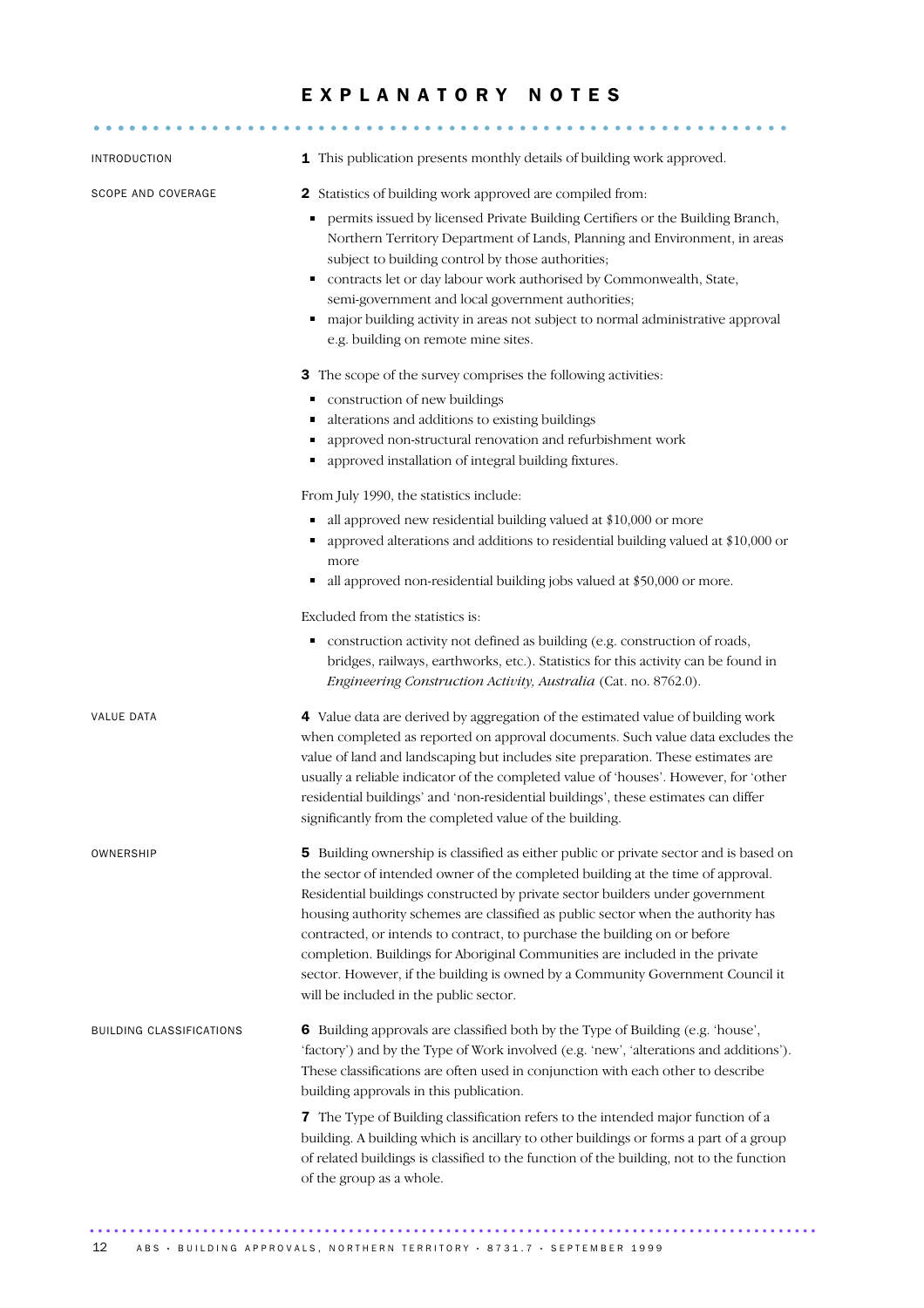# EXPLANATORY NOTES

## INTRODUCTION

**1** This publication presents monthly details of building work approved.

## SCOPE AND COVERAGE

**2** Statistics of building work approved are compiled from:

- permits issued by licensed Private Building Certifiers or the Building Branch, Northern Territory Department of Lands, Planning and Environment, in areas subject to building control by those authorities;
- contracts let or day labour work authorised by Commonwealth, State, semi-government and local government authorities;
- major building activity in areas not subject to normal administrative approval e.g. building on remote mine sites.

**3** The scope of the survey comprises the following activities:

- construction of new buildings
- alterations and additions to existing buildings
- approved non-structural renovation and refurbishment work
- approved installation of integral building fixtures.

From July 1990, the statistics include:

- all approved new residential building valued at $10,000 or more
- approved alterations and additions to residential building valued at $10,000 or more
- all approved non-residential building jobs valued at $50,000 or more.

Excluded from the statistics is:

- construction activity not defined as building (e.g. construction of roads, bridges, railways, earthworks, etc.). Statistics for this activity can be found in *Engineering Construction Activity, Australia* (Cat. no. 8762.0).

## VALUE DATA

**4** Value data are derived by aggregation of the estimated value of building work when completed as reported on approval documents. Such value data excludes the value of land and landscaping but includes site preparation. These estimates are usually a reliable indicator of the completed value of 'houses'. However, for 'other residential buildings' and 'non-residential buildings', these estimates can differ significantly from the completed value of the building.

## OWNERSHIP

**5** Building ownership is classified as either public or private sector and is based on the sector of intended owner of the completed building at the time of approval. Residential buildings constructed by private sector builders under government housing authority schemes are classified as public sector when the authority has contracted, or intends to contract, to purchase the building on or before completion. Buildings for Aboriginal Communities are included in the private sector. However, if the building is owned by a Community Government Council it will be included in the public sector.

## BUILDING CLASSIFICATIONS

**6** Building approvals are classified both by the Type of Building (e.g. 'house', 'factory') and by the Type of Work involved (e.g. 'new', 'alterations and additions'). These classifications are often used in conjunction with each other to describe building approvals in this publication.

**7** The Type of Building classification refers to the intended major function of a building. A building which is ancillary to other buildings or forms a part of a group of related buildings is classified to the function of the building, not to the function of the group as a whole.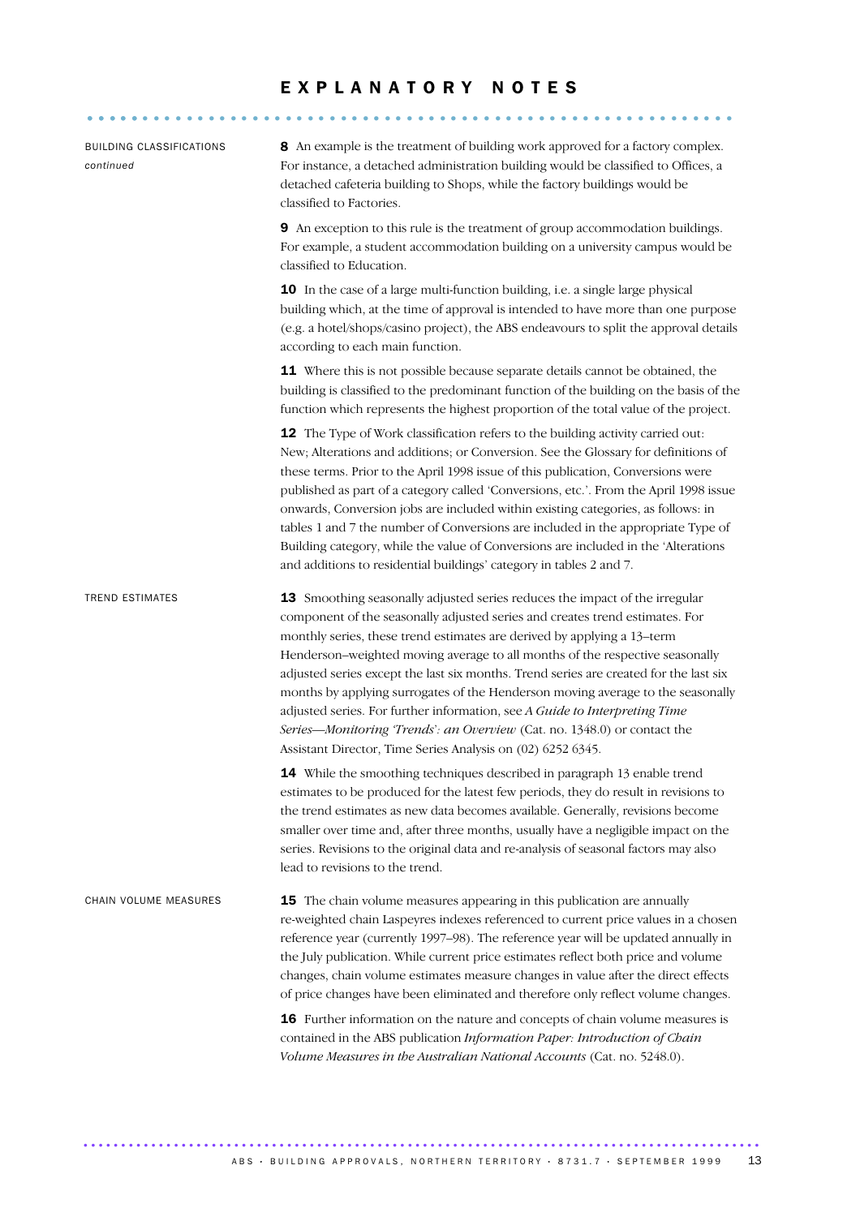# EXPLANATORY NOTES

## BUILDING CLASSIFICATIONS *continued*

**8** An example is the treatment of building work approved for a factory complex. For instance, a detached administration building would be classified to Offices, a detached cafeteria building to Shops, while the factory buildings would be classified to Factories.

**9** An exception to this rule is the treatment of group accommodation buildings. For example, a student accommodation building on a university campus would be classified to Education.

**10** In the case of a large multi-function building, i.e. a single large physical building which, at the time of approval is intended to have more than one purpose (e.g. a hotel/shops/casino project), the ABS endeavours to split the approval details according to each main function.

**11** Where this is not possible because separate details cannot be obtained, the building is classified to the predominant function of the building on the basis of the function which represents the highest proportion of the total value of the project.

**12** The Type of Work classification refers to the building activity carried out: New; Alterations and additions; or Conversion. See the Glossary for definitions of these terms. Prior to the April 1998 issue of this publication, Conversions were published as part of a category called 'Conversions, etc.'. From the April 1998 issue onwards, Conversion jobs are included within existing categories, as follows: in tables 1 and 7 the number of Conversions are included in the appropriate Type of Building category, while the value of Conversions are included in the 'Alterations and additions to residential buildings' category in tables 2 and 7.

## TREND ESTIMATES

**13** Smoothing seasonally adjusted series reduces the impact of the irregular component of the seasonally adjusted series and creates trend estimates. For monthly series, these trend estimates are derived by applying a 13–term Henderson–weighted moving average to all months of the respective seasonally adjusted series except the last six months. Trend series are created for the last six months by applying surrogates of the Henderson moving average to the seasonally adjusted series. For further information, see *A Guide to Interpreting Time Series—Monitoring 'Trends': an Overview* (Cat. no. 1348.0) or contact the Assistant Director, Time Series Analysis on (02) 6252 6345.

**14** While the smoothing techniques described in paragraph 13 enable trend estimates to be produced for the latest few periods, they do result in revisions to the trend estimates as new data becomes available. Generally, revisions become smaller over time and, after three months, usually have a negligible impact on the series. Revisions to the original data and re-analysis of seasonal factors may also lead to revisions to the trend.

## CHAIN VOLUME MEASURES

**15** The chain volume measures appearing in this publication are annually re-weighted chain Laspeyres indexes referenced to current price values in a chosen reference year (currently 1997–98). The reference year will be updated annually in the July publication. While current price estimates reflect both price and volume changes, chain volume estimates measure changes in value after the direct effects of price changes have been eliminated and therefore only reflect volume changes.

**16** Further information on the nature and concepts of chain volume measures is contained in the ABS publication *Information Paper: Introduction of Chain Volume Measures in the Australian National Accounts* (Cat. no. 5248.0).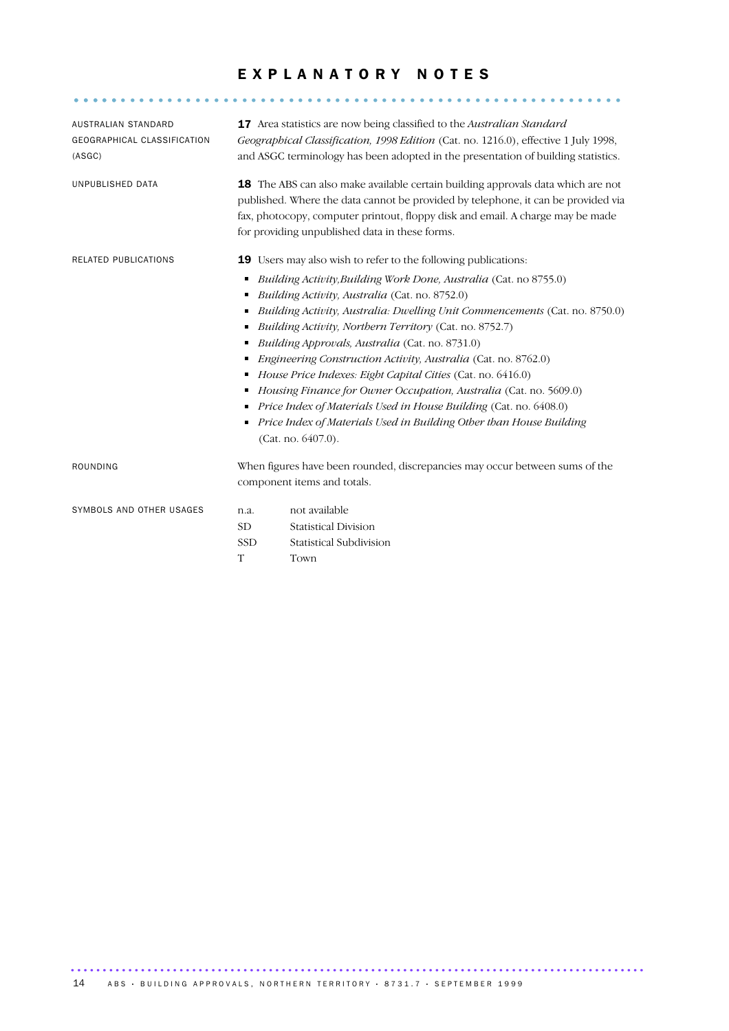# EXPLANATORY NOTES

**AUSTRALIAN STANDARD GEOGRAPHICAL CLASSIFICATION (ASGC)**

**17** Area statistics are now being classified to the *Australian Standard Geographical Classification, 1998 Edition* (Cat. no. 1216.0), effective 1 July 1998, and ASGC terminology has been adopted in the presentation of building statistics.

**UNPUBLISHED DATA**

**18** The ABS can also make available certain building approvals data which are not published. Where the data cannot be provided by telephone, it can be provided via fax, photocopy, computer printout, floppy disk and email. A charge may be made for providing unpublished data in these forms.

**RELATED PUBLICATIONS**

**19** Users may also wish to refer to the following publications:

- *Building Activity,Building Work Done, Australia* (Cat. no 8755.0)
- *Building Activity, Australia* (Cat. no. 8752.0)
- *Building Activity, Australia: Dwelling Unit Commencements* (Cat. no. 8750.0)
- *Building Activity, Northern Territory* (Cat. no. 8752.7)
- *Building Approvals, Australia* (Cat. no. 8731.0)
- *Engineering Construction Activity, Australia* (Cat. no. 8762.0)
- *House Price Indexes: Eight Capital Cities* (Cat. no. 6416.0)
- *Housing Finance for Owner Occupation, Australia* (Cat. no. 5609.0)
- *Price Index of Materials Used in House Building* (Cat. no. 6408.0)
- *Price Index of Materials Used in Building Other than House Building* (Cat. no. 6407.0).

**ROUNDING**

When figures have been rounded, discrepancies may occur between sums of the component items and totals.

**SYMBOLS AND OTHER USAGES**

| | |
|---|---|
| n.a. | not available |
| SD | Statistical Division |
| SSD | Statistical Subdivision |
| T | Town |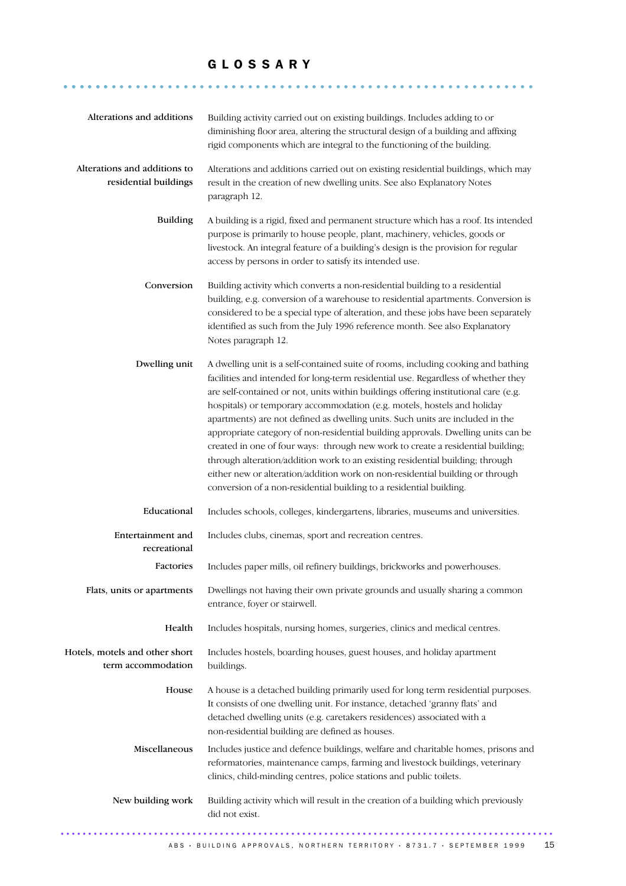# GLOSSARY

**Alterations and additions**
Building activity carried out on existing buildings. Includes adding to or diminishing floor area, altering the structural design of a building and affixing rigid components which are integral to the functioning of the building.

**Alterations and additions to residential buildings**
Alterations and additions carried out on existing residential buildings, which may result in the creation of new dwelling units. See also Explanatory Notes paragraph 12.

**Building**
A building is a rigid, fixed and permanent structure which has a roof. Its intended purpose is primarily to house people, plant, machinery, vehicles, goods or livestock. An integral feature of a building's design is the provision for regular access by persons in order to satisfy its intended use.

**Conversion**
Building activity which converts a non-residential building to a residential building, e.g. conversion of a warehouse to residential apartments. Conversion is considered to be a special type of alteration, and these jobs have been separately identified as such from the July 1996 reference month. See also Explanatory Notes paragraph 12.

**Dwelling unit**
A dwelling unit is a self-contained suite of rooms, including cooking and bathing facilities and intended for long-term residential use. Regardless of whether they are self-contained or not, units within buildings offering institutional care (e.g. hospitals) or temporary accommodation (e.g. motels, hostels and holiday apartments) are not defined as dwelling units. Such units are included in the appropriate category of non-residential building approvals. Dwelling units can be created in one of four ways: through new work to create a residential building; through alteration/addition work to an existing residential building; through either new or alteration/addition work on non-residential building or through conversion of a non-residential building to a residential building.

**Educational**
Includes schools, colleges, kindergartens, libraries, museums and universities.

**Entertainment and recreational**
Includes clubs, cinemas, sport and recreation centres.

**Factories**
Includes paper mills, oil refinery buildings, brickworks and powerhouses.

**Flats, units or apartments**
Dwellings not having their own private grounds and usually sharing a common entrance, foyer or stairwell.

**Health**
Includes hospitals, nursing homes, surgeries, clinics and medical centres.

**Hotels, motels and other short term accommodation**
Includes hostels, boarding houses, guest houses, and holiday apartment buildings.

**House**
A house is a detached building primarily used for long term residential purposes. It consists of one dwelling unit. For instance, detached 'granny flats' and detached dwelling units (e.g. caretakers residences) associated with a non-residential building are defined as houses.

**Miscellaneous**
Includes justice and defence buildings, welfare and charitable homes, prisons and reformatories, maintenance camps, farming and livestock buildings, veterinary clinics, child-minding centres, police stations and public toilets.

**New building work**
Building activity which will result in the creation of a building which previously did not exist.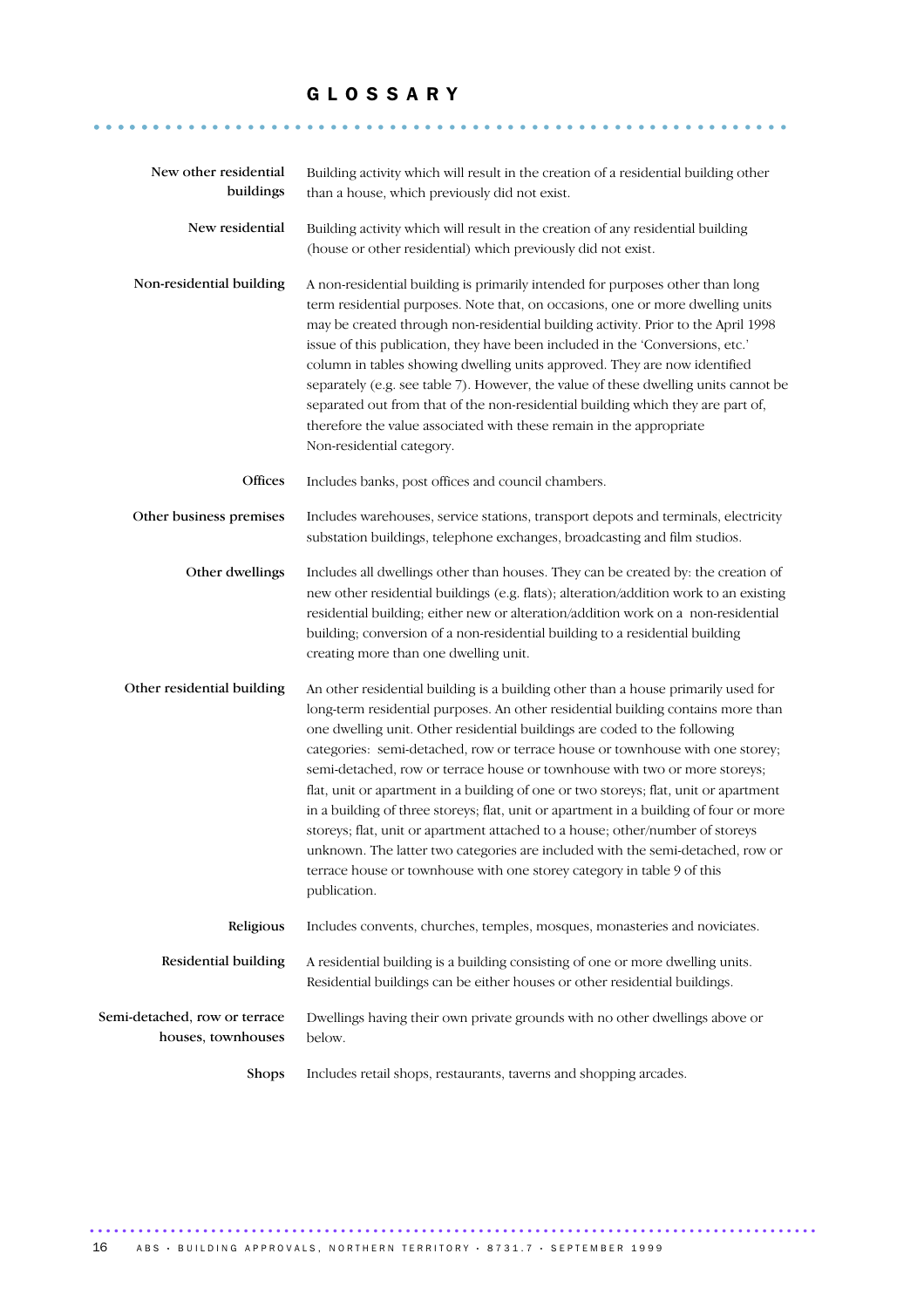# GLOSSARY

**New other residential buildings**
Building activity which will result in the creation of a residential building other than a house, which previously did not exist.

**New residential**
Building activity which will result in the creation of any residential building (house or other residential) which previously did not exist.

**Non-residential building**
A non-residential building is primarily intended for purposes other than long term residential purposes. Note that, on occasions, one or more dwelling units may be created through non-residential building activity. Prior to the April 1998 issue of this publication, they have been included in the 'Conversions, etc.' column in tables showing dwelling units approved. They are now identified separately (e.g. see table 7). However, the value of these dwelling units cannot be separated out from that of the non-residential building which they are part of, therefore the value associated with these remain in the appropriate Non-residential category.

**Offices**
Includes banks, post offices and council chambers.

**Other business premises**
Includes warehouses, service stations, transport depots and terminals, electricity substation buildings, telephone exchanges, broadcasting and film studios.

**Other dwellings**
Includes all dwellings other than houses. They can be created by: the creation of new other residential buildings (e.g. flats); alteration/addition work to an existing residential building; either new or alteration/addition work on a non-residential building; conversion of a non-residential building to a residential building creating more than one dwelling unit.

**Other residential building**
An other residential building is a building other than a house primarily used for long-term residential purposes. An other residential building contains more than one dwelling unit. Other residential buildings are coded to the following categories: semi-detached, row or terrace house or townhouse with one storey; semi-detached, row or terrace house or townhouse with two or more storeys; flat, unit or apartment in a building of one or two storeys; flat, unit or apartment in a building of three storeys; flat, unit or apartment in a building of four or more storeys; flat, unit or apartment attached to a house; other/number of storeys unknown. The latter two categories are included with the semi-detached, row or terrace house or townhouse with one storey category in table 9 of this publication.

**Religious**
Includes convents, churches, temples, mosques, monasteries and noviciates.

**Residential building**
A residential building is a building consisting of one or more dwelling units. Residential buildings can be either houses or other residential buildings.

**Semi-detached, row or terrace houses, townhouses**
Dwellings having their own private grounds with no other dwellings above or below.

**Shops**
Includes retail shops, restaurants, taverns and shopping arcades.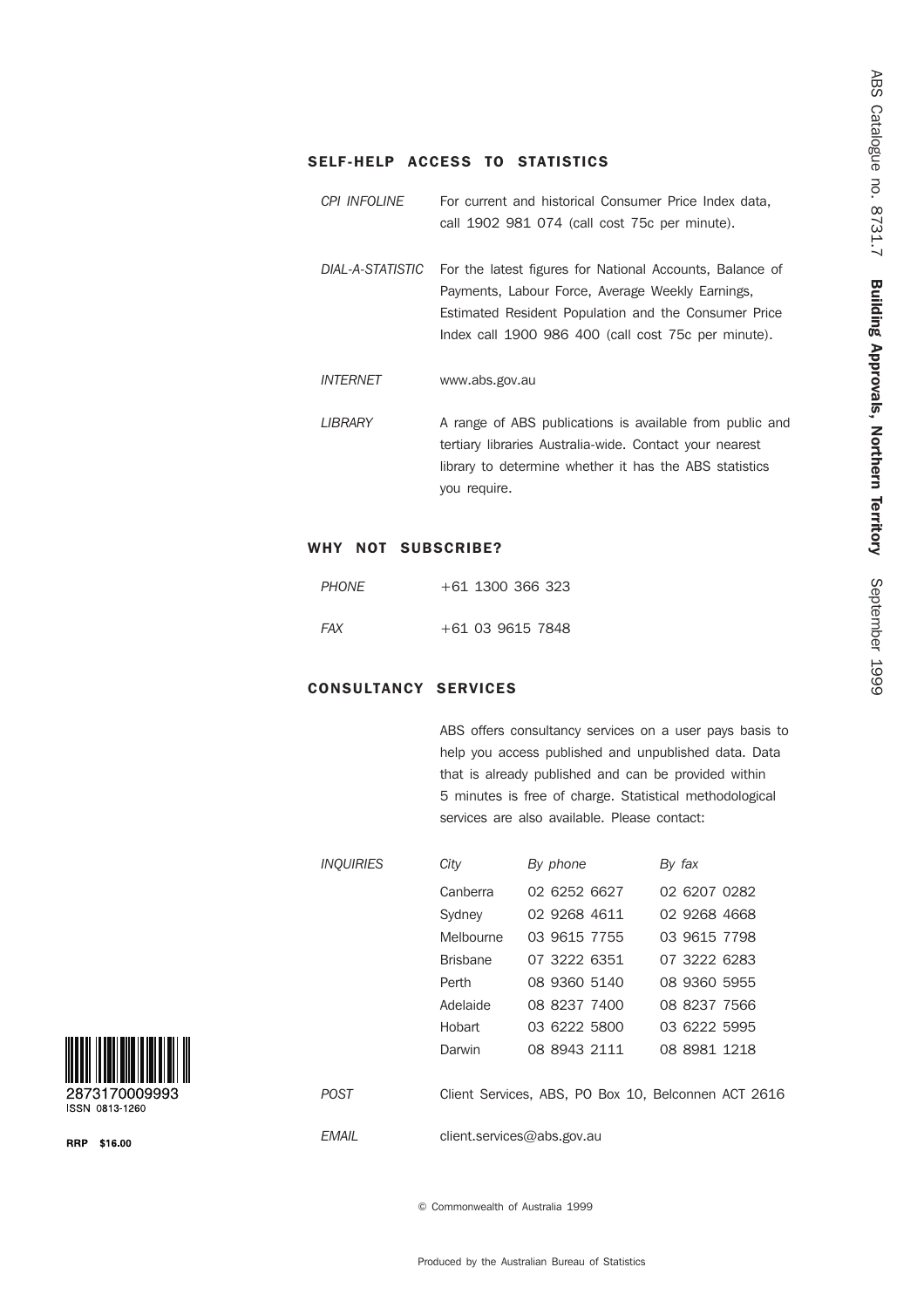## SELF-HELP ACCESS TO STATISTICS

| | |
|---|---|
| *CPI INFOLINE* | For current and historical Consumer Price Index data, call 1902 981 074 (call cost 75c per minute). |
| *DIAL-A-STATISTIC* | For the latest figures for National Accounts, Balance of Payments, Labour Force, Average Weekly Earnings, Estimated Resident Population and the Consumer Price Index call 1900 986 400 (call cost 75c per minute). |
| *INTERNET* | www.abs.gov.au |
| *LIBRARY* | A range of ABS publications is available from public and tertiary libraries Australia-wide. Contact your nearest library to determine whether it has the ABS statistics you require. |

## WHY NOT SUBSCRIBE?

| | |
|---|---|
| *PHONE* | +61 1300 366 323 |
| *FAX* | +61 03 9615 7848 |

## CONSULTANCY SERVICES

ABS offers consultancy services on a user pays basis to help you access published and unpublished data. Data that is already published and can be provided within 5 minutes is free of charge. Statistical methodological services are also available. Please contact:

| *INQUIRIES* | *City* | *By phone* | *By fax* |
|---|---|---|---|
| | Canberra | 02 6252 6627 | 02 6207 0282 |
| | Sydney | 02 9268 4611 | 02 9268 4668 |
| | Melbourne | 03 9615 7755 | 03 9615 7798 |
| | Brisbane | 07 3222 6351 | 07 3222 6283 |
| | Perth | 08 9360 5140 | 08 9360 5955 |
| | Adelaide | 08 8237 7400 | 08 8237 7566 |
| | Hobart | 03 6222 5800 | 03 6222 5995 |
| | Darwin | 08 8943 2111 | 08 8981 1218 |

| | |
|---|---|
| *POST* | Client Services, ABS, PO Box 10, Belconnen ACT 2616 |
| *EMAIL* | client.services@abs.gov.au |

2873170009993
ISSN 0813-1260

**RRP $16.00**

© Commonwealth of Australia 1999

Produced by the Australian Bureau of Statistics

ABS Catalogue no. 8731.7 **Building Approvals, Northern Territory** September 1999